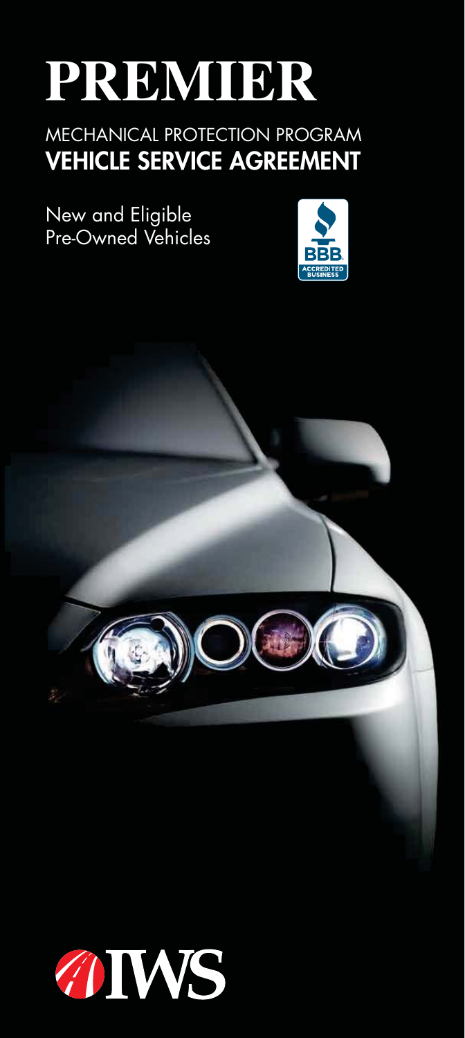# PREMIER

## MECHANICAL PROTECTION PROGRAM
## VEHICLE SERVICE AGREEMENT

New and Eligible Pre-Owned Vehicles

BBB ACCREDITED BUSINESS

IWS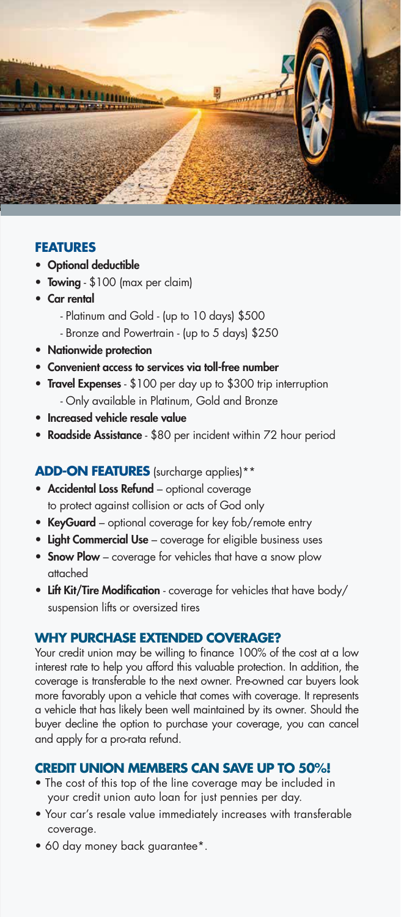## FEATURES

- **Optional deductible**
- **Towing** - $100 (max per claim)
- **Car rental**
  - Platinum and Gold - (up to 10 days) $500
  - Bronze and Powertrain - (up to 5 days) $250
- **Nationwide protection**
- **Convenient access to services via toll-free number**
- **Travel Expenses** - $100 per day up to $300 trip interruption
  - Only available in Platinum, Gold and Bronze
- **Increased vehicle resale value**
- **Roadside Assistance** - $80 per incident within 72 hour period

## ADD-ON FEATURES (surcharge applies)**

- **Accidental Loss Refund** – optional coverage to protect against collision or acts of God only
- **KeyGuard** – optional coverage for key fob/remote entry
- **Light Commercial Use** – coverage for eligible business uses
- **Snow Plow** – coverage for vehicles that have a snow plow attached
- **Lift Kit/Tire Modification** - coverage for vehicles that have body/suspension lifts or oversized tires

## WHY PURCHASE EXTENDED COVERAGE?

Your credit union may be willing to finance 100% of the cost at a low interest rate to help you afford this valuable protection. In addition, the coverage is transferable to the next owner. Pre-owned car buyers look more favorably upon a vehicle that comes with coverage. It represents a vehicle that has likely been well maintained by its owner. Should the buyer decline the option to purchase your coverage, you can cancel and apply for a pro-rata refund.

## CREDIT UNION MEMBERS CAN SAVE UP TO 50%!

- The cost of this top of the line coverage may be included in your credit union auto loan for just pennies per day.
- Your car's resale value immediately increases with transferable coverage.
- 60 day money back guarantee*.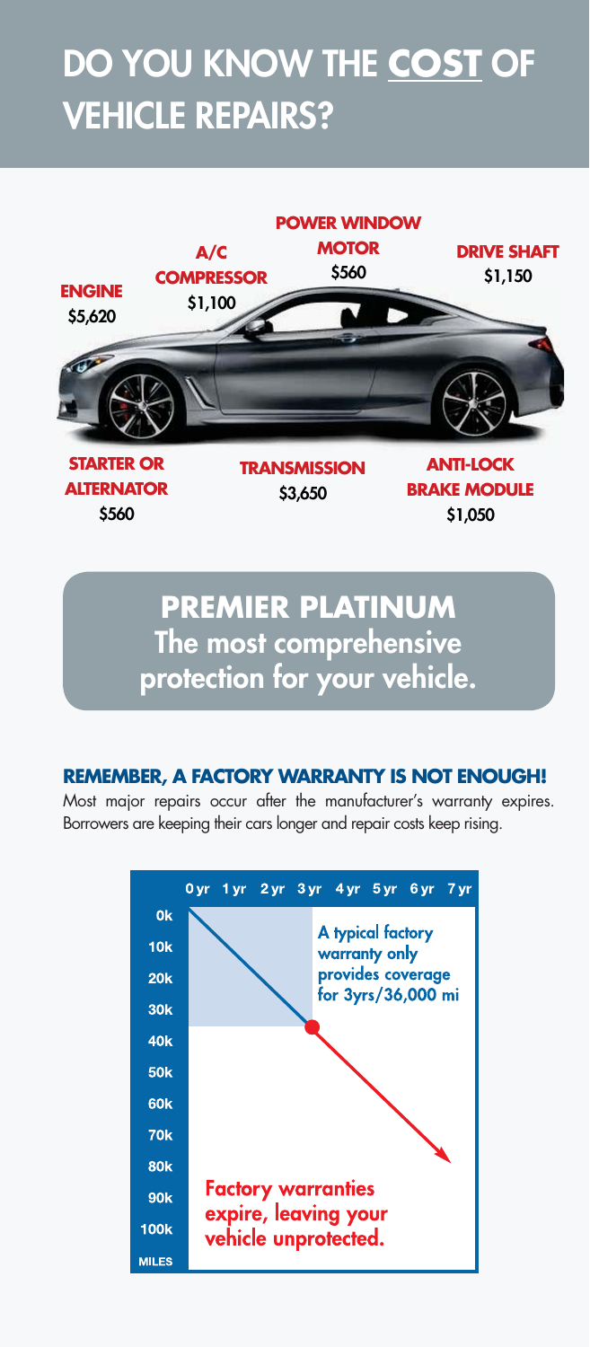# DO YOU KNOW THE COST OF VEHICLE REPAIRS?

**ENGINE**
$5,620

**A/C COMPRESSOR**
$1,100

**POWER WINDOW MOTOR**
$560

**DRIVE SHAFT**
$1,150

**STARTER OR ALTERNATOR**
$560

**TRANSMISSION**
$3,650

**ANTI-LOCK BRAKE MODULE**
$1,050

## PREMIER PLATINUM

**The most comprehensive protection for your vehicle.**

### REMEMBER, A FACTORY WARRANTY IS NOT ENOUGH!

Most major repairs occur after the manufacturer's warranty expires. Borrowers are keeping their cars longer and repair costs keep rising.

0 yr 1 yr 2 yr 3 yr 4 yr 5 yr 6 yr 7 yr

0k
10k
20k
30k
40k
50k
60k
70k
80k
90k
100k
MILES

A typical factory warranty only provides coverage for 3yrs/36,000 mi

Factory warranties expire, leaving your vehicle unprotected.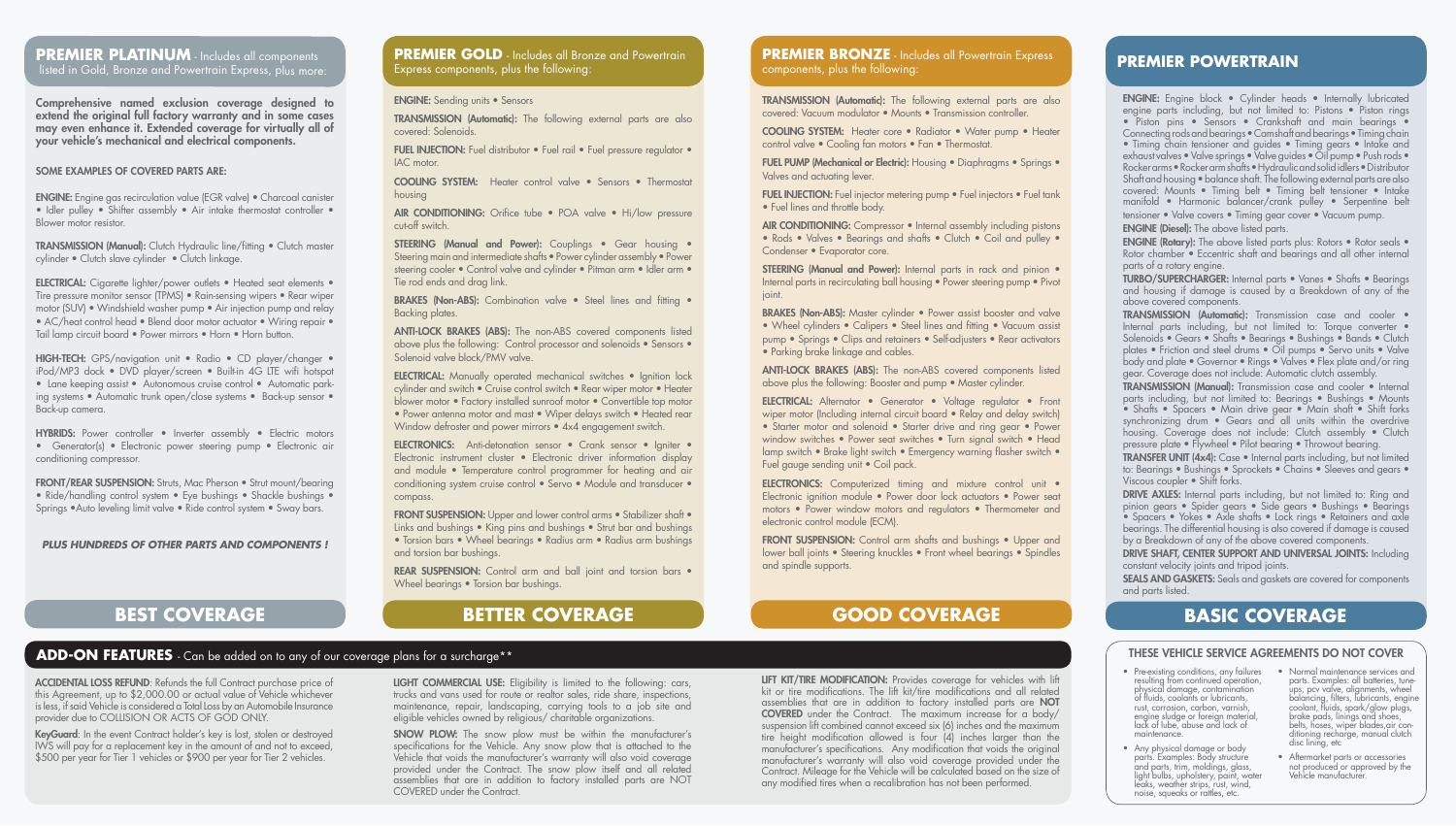## PREMIER PLATINUM - Includes all components listed in Gold, Bronze and Powertrain Express, plus more:

**Comprehensive named exclusion coverage designed to extend the original full factory warranty and in some cases may even enhance it. Extended coverage for virtually all of your vehicle's mechanical and electrical components.**

**SOME EXAMPLES OF COVERED PARTS ARE:**

**ENGINE:** Engine gas recirculation valve (EGR valve) • Charcoal canister • Idler pulley • Shifter assembly • Air intake thermostat controller • Blower motor resistor.

**TRANSMISSION (Manual):** Clutch Hydraulic line/fitting • Clutch master cylinder • Clutch slave cylinder • Clutch linkage.

**ELECTRICAL:** Cigarette lighter/power outlets • Heated seat elements • Tire pressure monitor sensor (TPMS) • Rain-sensing wipers • Rear wiper motor (SUV) • Windshield washer pump • Air injection pump and relay • AC/heat control head • Blend door motor actuator • Wiring repair • Tail lamp circuit board • Power mirrors • Horn • Horn button.

**HIGH-TECH:** GPS/navigation unit • Radio • CD player/changer • iPod/MP3 dock • DVD player/screen • Built-in 4G LTE wifi hotspot • Lane keeping assist • Autonomous cruise control • Automatic parking systems • Automatic trunk open/close systems • Back-up sensor • Back-up camera.

**HYBRIDS:** Power controller • Inverter assembly • Electric motors • Generator(s) • Electronic power steering pump • Electronic air conditioning compressor.

**FRONT/REAR SUSPENSION:** Struts, Mac Pherson • Strut mount/bearing • Ride/handling control system • Eye bushings • Shackle bushings • Springs •Auto leveling limit valve • Ride control system • Sway bars.

***PLUS HUNDREDS OF OTHER PARTS AND COMPONENTS !***

**BEST COVERAGE**

## PREMIER GOLD - Includes all Bronze and Powertrain Express components, plus the following:

**ENGINE:** Sending units • Sensors

**TRANSMISSION (Automatic):** The following external parts are also covered: Solenoids.

**FUEL INJECTION:** Fuel distributor • Fuel rail • Fuel pressure regulator • IAC motor.

**COOLING SYSTEM:** Heater control valve • Sensors • Thermostat housing

**AIR CONDITIONING:** Orifice tube • POA valve • Hi/low pressure cut-off switch.

**STEERING (Manual and Power):** Couplings • Gear housing • Steering main and intermediate shafts • Power cylinder assembly • Power steering cooler • Control valve and cylinder • Pitman arm • Idler arm • Tie rod ends and drag link.

**BRAKES (Non-ABS):** Combination valve • Steel lines and fitting • Backing plates.

**ANTI-LOCK BRAKES (ABS):** The non-ABS covered components listed above plus the following: Control processor and solenoids • Sensors • Solenoid valve block/PMV valve.

**ELECTRICAL:** Manually operated mechanical switches • Ignition lock cylinder and switch • Cruise control switch • Rear wiper motor • Heater blower motor • Factory installed sunroof motor • Convertible top motor • Power antenna motor and mast • Wiper delays switch • Heated rear Window defroster and power mirrors • 4x4 engagement switch.

**ELECTRONICS:** Anti-detonation sensor • Crank sensor • Igniter • Electronic instrument cluster • Electronic driver information display and module • Temperature control programmer for heating and air conditioning system cruise control • Servo • Module and transducer • compass.

**FRONT SUSPENSION:** Upper and lower control arms • Stabilizer shaft • Links and bushings • King pins and bushings • Strut bar and bushings • Torsion bars • Wheel bearings • Radius arm • Radius arm bushings and torsion bar bushings.

**REAR SUSPENSION:** Control arm and ball joint and torsion bars • Wheel bearings • Torsion bar bushings.

**BETTER COVERAGE**

## PREMIER BRONZE - Includes all Powertrain Express components, plus the following:

**TRANSMISSION (Automatic):** The following external parts are also covered: Vacuum modulator • Mounts • Transmission controller.

**COOLING SYSTEM:** Heater core • Radiator • Water pump • Heater control valve • Cooling fan motors • Fan • Thermostat.

**FUEL PUMP (Mechanical or Electric):** Housing • Diaphragms • Springs • Valves and actuating lever.

**FUEL INJECTION:** Fuel injector metering pump • Fuel injectors • Fuel tank • Fuel lines and throttle body.

**AIR CONDITIONING:** Compressor • Internal assembly including pistons • Rods • Valves • Bearings and shafts • Clutch • Coil and pulley • Condenser • Evaporator core.

**STEERING (Manual and Power):** Internal parts in rack and pinion • Internal parts in recirculating ball housing • Power steering pump • Pivot joint.

**BRAKES (Non-ABS):** Master cylinder • Power assist booster and valve • Wheel cylinders • Calipers • Steel lines and fitting • Vacuum assist pump • Springs • Clips and retainers • Self-adjusters • Rear activators • Parking brake linkage and cables.

**ANTI-LOCK BRAKES (ABS):** The non-ABS covered components listed above plus the following: Booster and pump • Master cylinder.

**ELECTRICAL:** Alternator • Generator • Voltage regulator • Front wiper motor (Including internal circuit board • Relay and delay switch) • Starter motor and solenoid • Starter drive and ring gear • Power window switches • Power seat switches • Turn signal switch • Head lamp switch • Brake light switch • Emergency warning flasher switch • Fuel gauge sending unit • Coil pack.

**ELECTRONICS:** Computerized timing and mixture control unit • Electronic ignition module • Power door lock actuators • Power seat motors • Power window motors and regulators • Thermometer and electronic control module (ECM).

**FRONT SUSPENSION:** Control arm shafts and bushings • Upper and lower ball joints • Steering knuckles • Front wheel bearings • Spindles and spindle supports.

**GOOD COVERAGE**

## PREMIER POWERTRAIN

**ENGINE:** Engine block • Cylinder heads • Internally lubricated engine parts including, but not limited to: Pistons • Piston rings • Piston pins • Sensors • Crankshaft and main bearings • Connecting rods and bearings • Camshaft and bearings • Timing chain • Timing chain tensioner and guides • Timing gears • Intake and exhaust valves • Valve springs • Valve guides • Oil pump • Push rods • Rocker arms • Rocker arm shafts • Hydraulic and solid idlers • Distributor Shaft and housing • balance shaft. The following external parts are also covered: Mounts • Timing belt • Timing belt tensioner • Intake manifold • Harmonic balancer/crank pulley • Serpentine belt tensioner • Valve covers • Timing gear cover • Vacuum pump.

**ENGINE (Diesel):** The above listed parts.

**ENGINE (Rotary):** The above listed parts plus: Rotors • Rotor seals • Rotor chamber • Eccentric shaft and bearings and all other internal parts of a rotary engine.

**TURBO/SUPERCHARGER:** Internal parts • Vanes • Shafts • Bearings and housing if damage is caused by a Breakdown of any of the above covered components.

**TRANSMISSION (Automatic):** Transmission case and cooler • Internal parts including, but not limited to: Torque converter • Solenoids • Gears • Shafts • Bearings • Bushings • Bands • Clutch plates • Friction and steel drums • Oil pumps • Servo units • Valve body and plate • Governor • Rings • Valves • Flex plate and/or ring gear. Coverage does not include: Automatic clutch assembly.

**TRANSMISSION (Manual):** Transmission case and cooler • Internal parts including, but not limited to: Bearings • Bushings • Mounts • Shafts • Spacers • Main drive gear • Main shaft • Shift forks synchronizing drum • Gears and all units within the overdrive housing. Coverage does not include: Clutch assembly • Clutch pressure plate • Flywheel • Pilot bearing • Throwout bearing.

**TRANSFER UNIT (4x4):** Case • Internal parts including, but not limited to: Bearings • Bushings • Sprockets • Chains • Sleeves and gears • Viscous coupler • Shift forks.

**DRIVE AXLES:** Internal parts including, but not limited to: Ring and pinion gears • Spider gears • Side gears • Bushings • Bearings • Spacers • Yokes • Axle shafts • Lock rings • Retainers and axle bearings. The differential housing is also covered if damage is caused by a Breakdown of any of the above covered components.

**DRIVE SHAFT, CENTER SUPPORT AND UNIVERSAL JOINTS:** Including constant velocity joints and tripod joints.

**SEALS AND GASKETS:** Seals and gaskets are covered for components and parts listed.

**BASIC COVERAGE**

## ADD-ON FEATURES - Can be added on to any of our coverage plans for a surcharge**

**ACCIDENTAL LOSS REFUND:** Refunds the full Contract purchase price of this Agreement, up to $2,000.00 or actual value of Vehicle whichever is less, if said Vehicle is considered a Total Loss by an Automobile Insurance provider due to COLLISION OR ACTS OF GOD ONLY.

**KeyGuard:** In the event Contract holder's key is lost, stolen or destroyed IWS will pay for a replacement key in the amount of and not to exceed, $500 per year for Tier 1 vehicles or $900 per year for Tier 2 vehicles.

**LIGHT COMMERCIAL USE:** Eligibility is limited to the following: cars, trucks and vans used for route or realtor sales, ride share, inspections, maintenance, repair, landscaping, carrying tools to a job site and eligible vehicles owned by religious/ charitable organizations.

**SNOW PLOW:** The snow plow must be within the manufacturer's specifications for the Vehicle. Any snow plow that is attached to the Vehicle that voids the manufacturer's warranty will also void coverage provided under the Contract. The snow plow itself and all related assemblies that are in addition to factory installed parts are NOT COVERED under the Contract.

**LIFT KIT/TIRE MODIFICATION:** Provides coverage for vehicles with lift kit or tire modifications. The lift kit/tire modifications and all related assemblies that are in addition to factory installed parts are **NOT COVERED** under the Contract. The maximum increase for a body/suspension lift combined cannot exceed six (6) inches and the maximum tire height modification allowed is four (4) inches larger than the manufacturer's specifications. Any modification that voids the original manufacturer's warranty will also void coverage provided under the Contract. Mileage for the Vehicle will be calculated based on the size of any modified tires when a recalibration has not been performed.

### THESE VEHICLE SERVICE AGREEMENTS DO NOT COVER

- Pre-existing conditions, any failures resulting from continued operation, physical damage, contamination of fluids, coolants or lubricants, rust, corrosion, carbon, varnish, engine sludge or foreign material, lack of lube, abuse and lack of maintenance.
- Any physical damage or body parts. Examples: Body structure and parts, trim, moldings, glass, light bulbs, upholstery, paint, water leaks, weather strips, rust, wind, noise, squeaks or rattles, etc.
- Normal maintenance services and parts. Examples: all batteries, tune-ups, pcv valve, alignments, wheel balancing, filters, lubricants, engine coolant, fluids, spark/glow plugs, brake pads, linings and shoes, belts, hoses, wiper blades,air conditioning recharge, manual clutch disc lining, etc
- Aftermarket parts or accessories not produced or approved by the Vehicle manufacturer.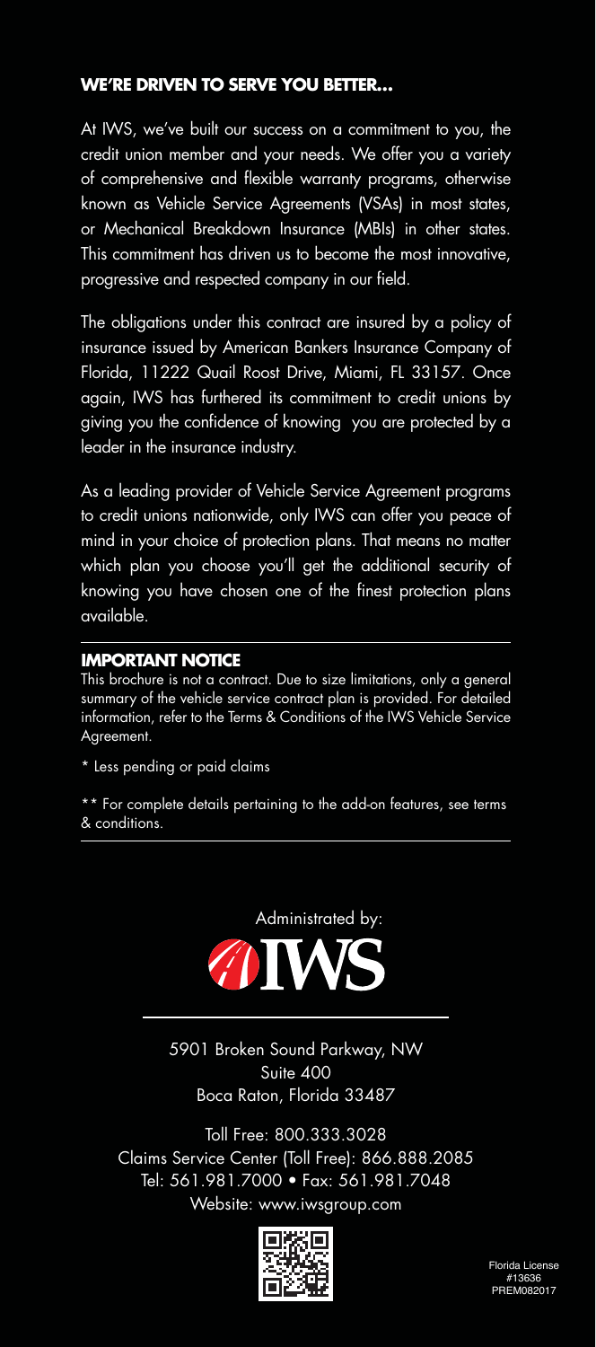## WE'RE DRIVEN TO SERVE YOU BETTER...

At IWS, we've built our success on a commitment to you, the credit union member and your needs. We offer you a variety of comprehensive and flexible warranty programs, otherwise known as Vehicle Service Agreements (VSAs) in most states, or Mechanical Breakdown Insurance (MBIs) in other states. This commitment has driven us to become the most innovative, progressive and respected company in our field.

The obligations under this contract are insured by a policy of insurance issued by American Bankers Insurance Company of Florida, 11222 Quail Roost Drive, Miami, FL 33157. Once again, IWS has furthered its commitment to credit unions by giving you the confidence of knowing you are protected by a leader in the insurance industry.

As a leading provider of Vehicle Service Agreement programs to credit unions nationwide, only IWS can offer you peace of mind in your choice of protection plans. That means no matter which plan you choose you'll get the additional security of knowing you have chosen one of the finest protection plans available.

**IMPORTANT NOTICE**

This brochure is not a contract. Due to size limitations, only a general summary of the vehicle service contract plan is provided. For detailed information, refer to the Terms & Conditions of the IWS Vehicle Service Agreement.

* Less pending or paid claims

** For complete details pertaining to the add-on features, see terms & conditions.

Administrated by:

IWS

5901 Broken Sound Parkway, NW
Suite 400
Boca Raton, Florida 33487

Toll Free: 800.333.3028
Claims Service Center (Toll Free): 866.888.2085
Tel: 561.981.7000 • Fax: 561.981.7048
Website: www.iwsgroup.com

Florida License
#13636
PREM082017